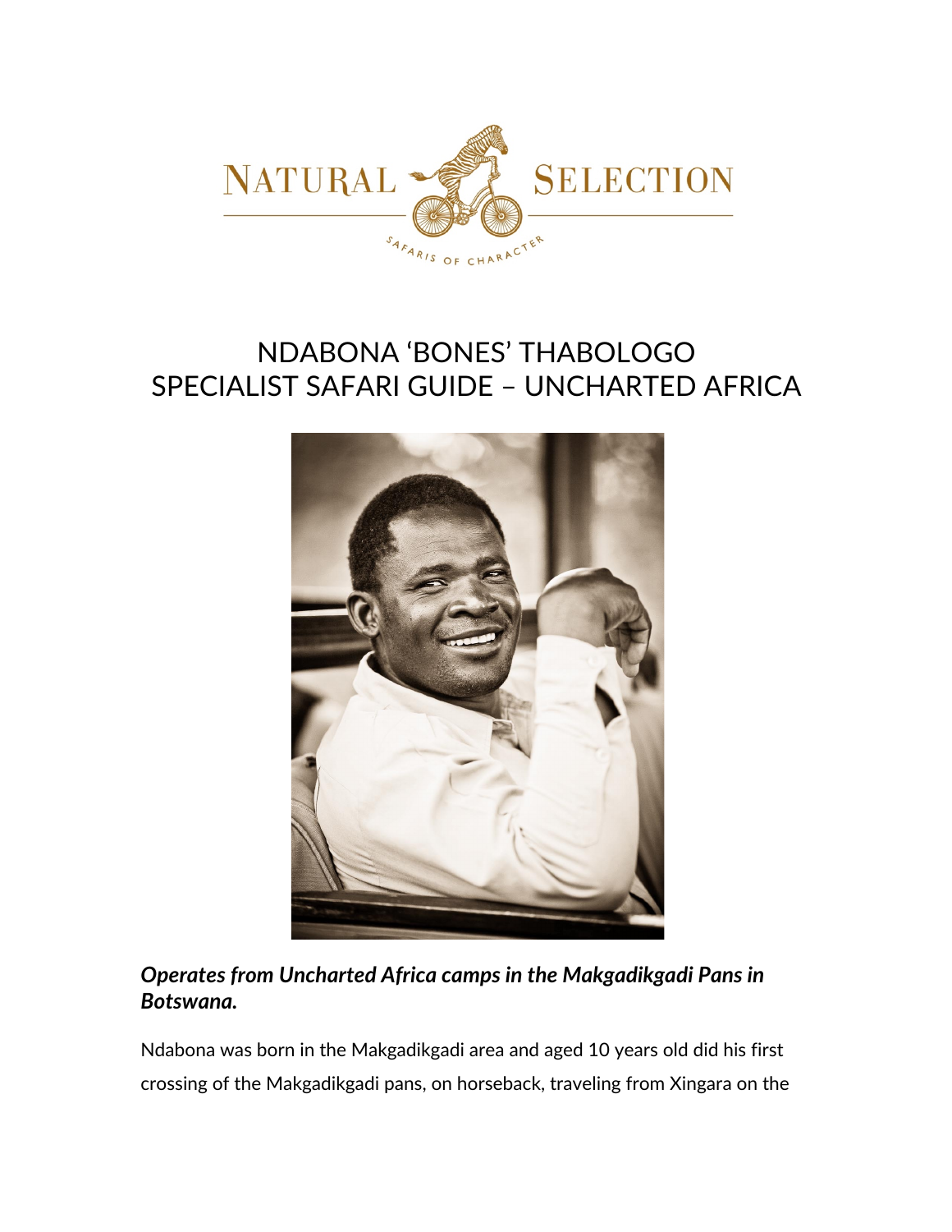# NDABONA 'BONES' THABOLOGO
## SPECIALIST SAFARI GUIDE – UNCHARTED AFRICA

***Operates from Uncharted Africa camps in the Makgadikgadi Pans in Botswana.***

Ndabona was born in the Makgadikgadi area and aged 10 years old did his first crossing of the Makgadikgadi pans, on horseback, traveling from Xingara on the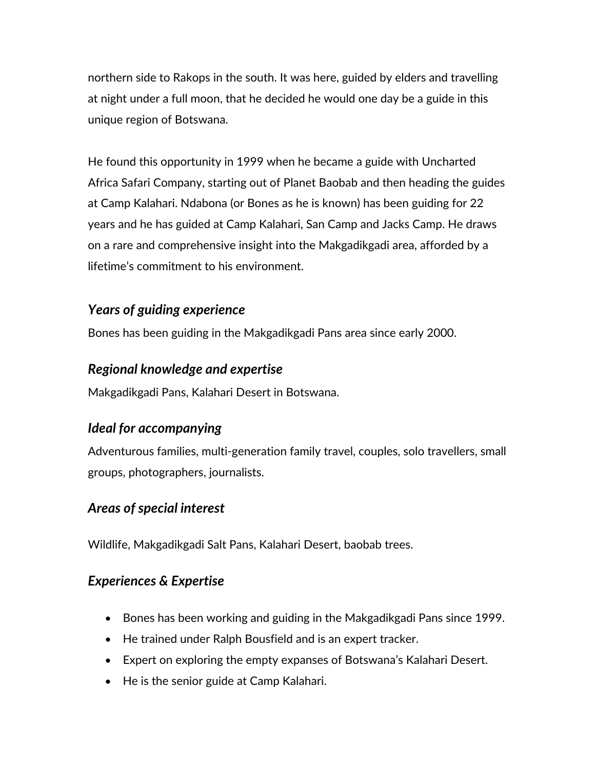northern side to Rakops in the south. It was here, guided by elders and travelling at night under a full moon, that he decided he would one day be a guide in this unique region of Botswana.

He found this opportunity in 1999 when he became a guide with Uncharted Africa Safari Company, starting out of Planet Baobab and then heading the guides at Camp Kalahari. Ndabona (or Bones as he is known) has been guiding for 22 years and he has guided at Camp Kalahari, San Camp and Jacks Camp. He draws on a rare and comprehensive insight into the Makgadikgadi area, afforded by a lifetime's commitment to his environment.

### *Years of guiding experience*

Bones has been guiding in the Makgadikgadi Pans area since early 2000.

### *Regional knowledge and expertise*

Makgadikgadi Pans, Kalahari Desert in Botswana.

### *Ideal for accompanying*

Adventurous families, multi-generation family travel, couples, solo travellers, small groups, photographers, journalists.

### *Areas of special interest*

Wildlife, Makgadikgadi Salt Pans, Kalahari Desert, baobab trees.

### *Experiences & Expertise*

- Bones has been working and guiding in the Makgadikgadi Pans since 1999.
- He trained under Ralph Bousfield and is an expert tracker.
- Expert on exploring the empty expanses of Botswana's Kalahari Desert.
- He is the senior guide at Camp Kalahari.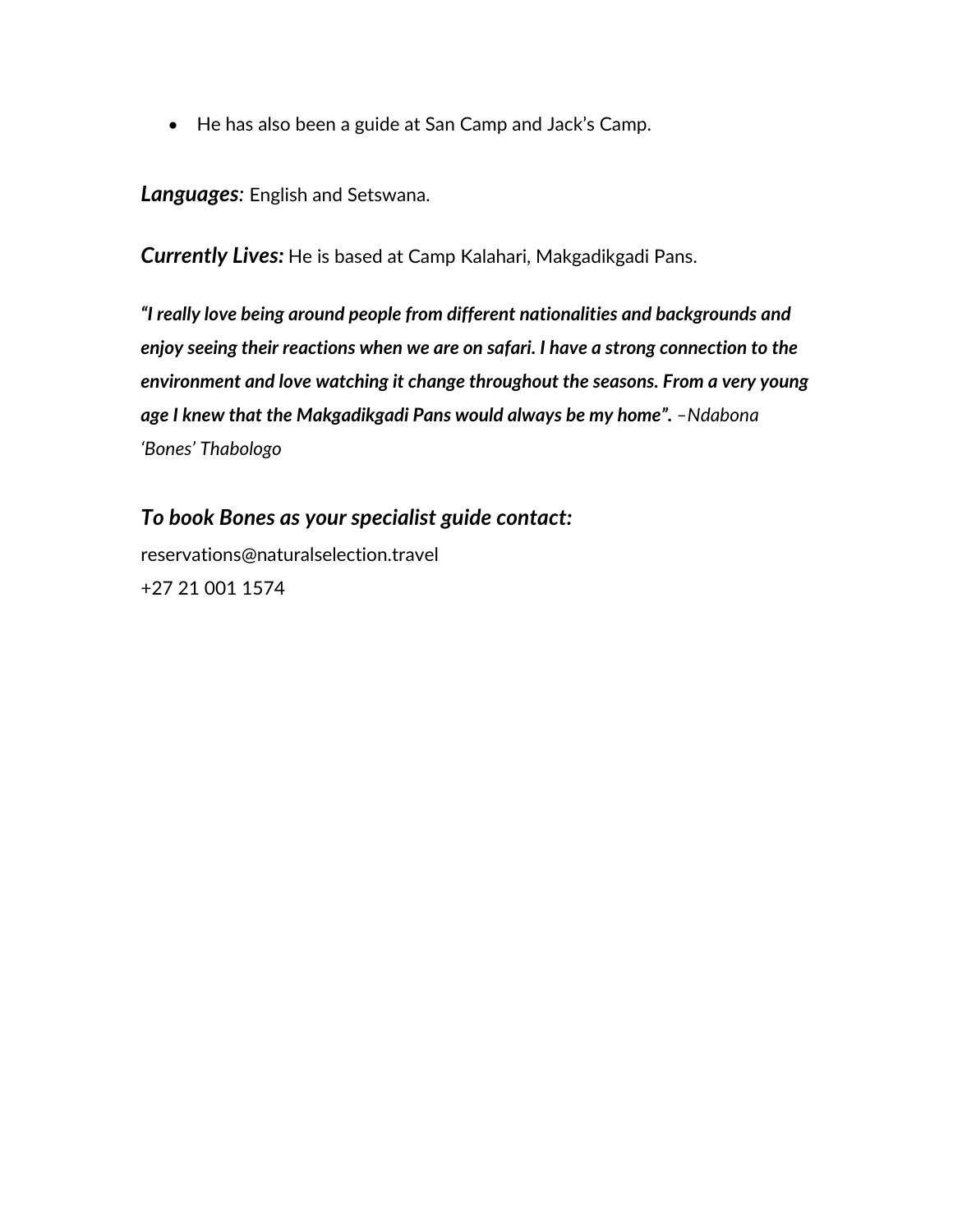- He has also been a guide at San Camp and Jack's Camp.

***Languages***: English and Setswana.

***Currently Lives:*** He is based at Camp Kalahari, Makgadikgadi Pans.

***"I really love being around people from different nationalities and backgrounds and enjoy seeing their reactions when we are on safari. I have a strong connection to the environment and love watching it change throughout the seasons. From a very young age I knew that the Makgadikgadi Pans would always be my home".*** *–Ndabona 'Bones' Thabologo*

### *To book Bones as your specialist guide contact:*

reservations@naturalselection.travel
+27 21 001 1574